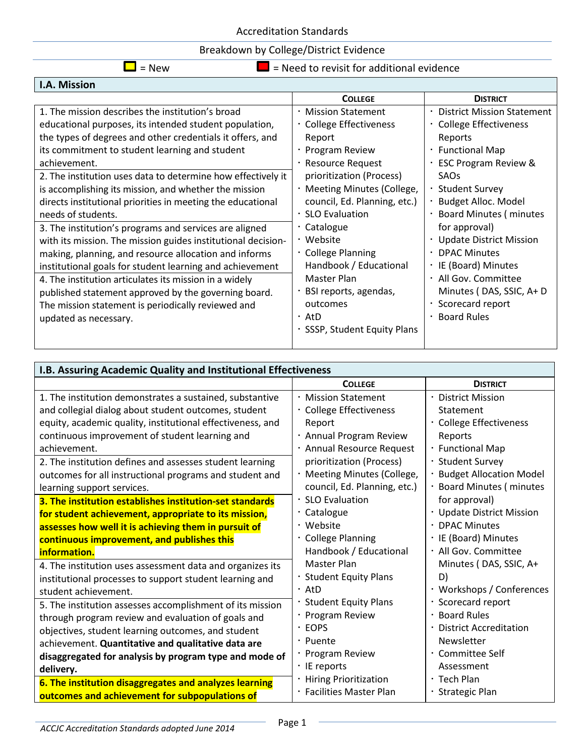Accreditation Standards

Breakdown by College/District Evidence

[Yellow box] = New [Red box] = Need to revisit for additional evidence

| I.A. Mission | | |
|---|---|---|
| | **College** | **District** |
| 1. The mission describes the institution's broad educational purposes, its intended student population, the types of degrees and other credentials it offers, and its commitment to student learning and student achievement.<br>2. The institution uses data to determine how effectively it is accomplishing its mission, and whether the mission directs institutional priorities in meeting the educational needs of students.<br>3. The institution's programs and services are aligned with its mission. The mission guides institutional decision-making, planning, and resource allocation and informs institutional goals for student learning and achievement<br>4. The institution articulates its mission in a widely published statement approved by the governing board. The mission statement is periodically reviewed and updated as necessary. | · Mission Statement<br>· College Effectiveness Report<br>· Program Review<br>· Resource Request prioritization (Process)<br>· Meeting Minutes (College, council, Ed. Planning, etc.)<br>· SLO Evaluation<br>· Catalogue<br>· Website<br>· College Planning Handbook / Educational Master Plan<br>· BSI reports, agendas, outcomes<br>· AtD<br>· SSSP, Student Equity Plans | · District Mission Statement<br>· College Effectiveness Reports<br>· Functional Map<br>· ESC Program Review & SAOs<br>· Student Survey<br>· Budget Alloc. Model<br>· Board Minutes ( minutes for approval)<br>· Update District Mission<br>· DPAC Minutes<br>· IE (Board) Minutes<br>· All Gov. Committee Minutes ( DAS, SSIC, A+ D<br>· Scorecard report<br>· Board Rules |

| I.B. Assuring Academic Quality and Institutional Effectiveness | | |
|---|---|---|
| | **College** | **District** |
| 1. The institution demonstrates a sustained, substantive and collegial dialog about student outcomes, student equity, academic quality, institutional effectiveness, and continuous improvement of student learning and achievement.<br>2. The institution defines and assesses student learning outcomes for all instructional programs and student and learning support services.<br>**3. The institution establishes institution-set standards for student achievement, appropriate to its mission, assesses how well it is achieving them in pursuit of continuous improvement, and publishes this information.** [New]<br>4. The institution uses assessment data and organizes its institutional processes to support student learning and student achievement.<br>5. The institution assesses accomplishment of its mission through program review and evaluation of goals and objectives, student learning outcomes, and student achievement. **Quantitative and qualitative data are disaggregated for analysis by program type and mode of delivery.**<br>**6. The institution disaggregates and analyzes learning outcomes and achievement for subpopulations of** [New] | · Mission Statement<br>· College Effectiveness Report<br>· Annual Program Review<br>· Annual Resource Request prioritization (Process)<br>· Meeting Minutes (College, council, Ed. Planning, etc.)<br>· SLO Evaluation<br>· Catalogue<br>· Website<br>· College Planning Handbook / Educational Master Plan<br>· Student Equity Plans<br>· AtD<br>· Student Equity Plans<br>· Program Review<br>· EOPS<br>· Puente<br>· Program Review<br>· IE reports<br>· Hiring Prioritization<br>· Facilities Master Plan | · District Mission Statement<br>· College Effectiveness Reports<br>· Functional Map<br>· Student Survey<br>· Budget Allocation Model<br>· Board Minutes ( minutes for approval)<br>· Update District Mission<br>· DPAC Minutes<br>· IE (Board) Minutes<br>· All Gov. Committee Minutes ( DAS, SSIC, A+ D)<br>· Workshops / Conferences<br>· Scorecard report<br>· Board Rules<br>· District Accreditation Newsletter<br>· Committee Self Assessment<br>· Tech Plan<br>· Strategic Plan |

*ACCJC Accreditation Standards adopted June 2014*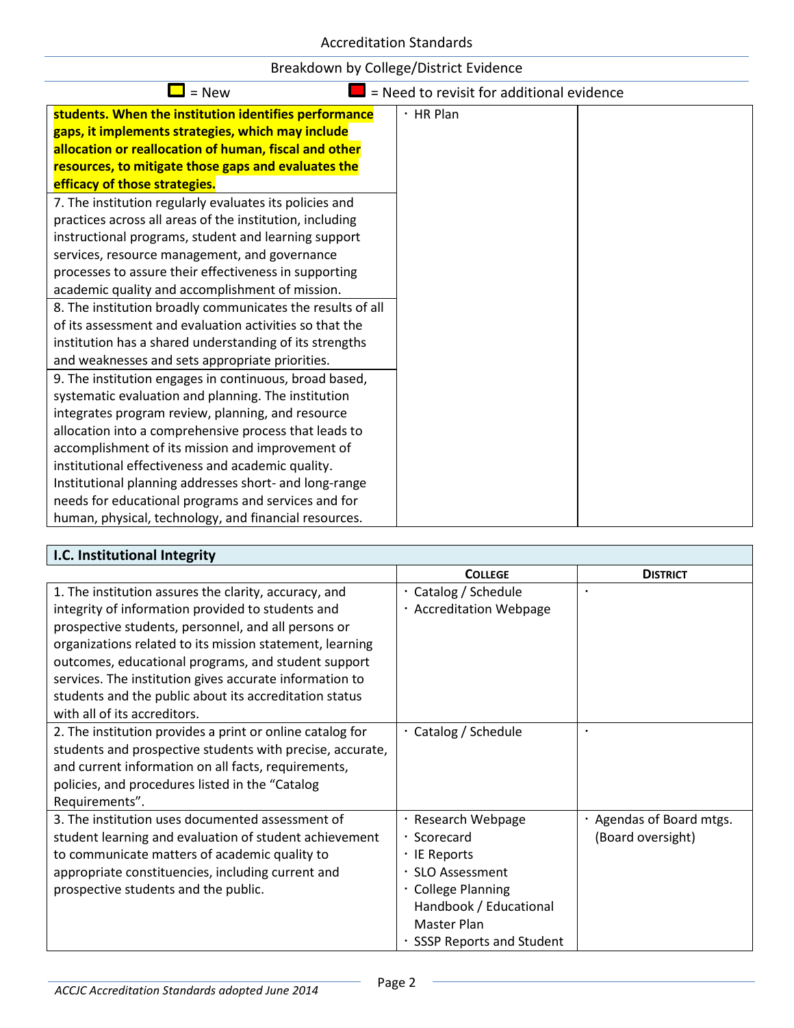Breakdown by College/District Evidence

= New = Need to revisit for additional evidence

| | | |
|---|---|---|
| **students. When the institution identifies performance gaps, it implements strategies, which may include allocation or reallocation of human, fiscal and other resources, to mitigate those gaps and evaluates the efficacy of those strategies.** | · HR Plan | |
| 7. The institution regularly evaluates its policies and practices across all areas of the institution, including instructional programs, student and learning support services, resource management, and governance processes to assure their effectiveness in supporting academic quality and accomplishment of mission. | | |
| 8. The institution broadly communicates the results of all of its assessment and evaluation activities so that the institution has a shared understanding of its strengths and weaknesses and sets appropriate priorities. | | |
| 9. The institution engages in continuous, broad based, systematic evaluation and planning. The institution integrates program review, planning, and resource allocation into a comprehensive process that leads to accomplishment of its mission and improvement of institutional effectiveness and academic quality. Institutional planning addresses short- and long-range needs for educational programs and services and for human, physical, technology, and financial resources. | | |

| **I.C. Institutional Integrity** | | |
|---|---|---|
| | **COLLEGE** | **DISTRICT** |
| 1. The institution assures the clarity, accuracy, and integrity of information provided to students and prospective students, personnel, and all persons or organizations related to its mission statement, learning outcomes, educational programs, and student support services. The institution gives accurate information to students and the public about its accreditation status with all of its accreditors. | · Catalog / Schedule<br>· Accreditation Webpage | · |
| 2. The institution provides a print or online catalog for students and prospective students with precise, accurate, and current information on all facts, requirements, policies, and procedures listed in the "Catalog Requirements". | · Catalog / Schedule | · |
| 3. The institution uses documented assessment of student learning and evaluation of student achievement to communicate matters of academic quality to appropriate constituencies, including current and prospective students and the public. | · Research Webpage<br>· Scorecard<br>· IE Reports<br>· SLO Assessment<br>· College Planning Handbook / Educational Master Plan<br>· SSSP Reports and Student | · Agendas of Board mtgs. (Board oversight) |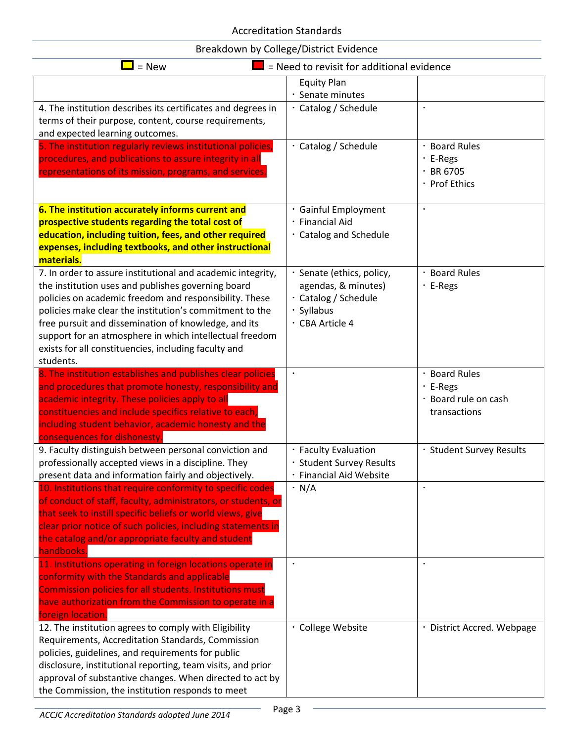Accreditation Standards

Breakdown by College/District Evidence

= New     = Need to revisit for additional evidence

| | | |
|---|---|---|
| | Equity Plan<br>· Senate minutes | |
| 4. The institution describes its certificates and degrees in terms of their purpose, content, course requirements, and expected learning outcomes. | · Catalog / Schedule | · |
| 5. The institution regularly reviews institutional policies, procedures, and publications to assure integrity in all representations of its mission, programs, and services. | · Catalog / Schedule | · Board Rules<br>· E-Regs<br>· BR 6705<br>· Prof Ethics |
| **6. The institution accurately informs current and prospective students regarding the total cost of education, including tuition, fees, and other required expenses, including textbooks, and other instructional materials.** | · Gainful Employment<br>· Financial Aid<br>· Catalog and Schedule | · |
| 7. In order to assure institutional and academic integrity, the institution uses and publishes governing board policies on academic freedom and responsibility. These policies make clear the institution's commitment to the free pursuit and dissemination of knowledge, and its support for an atmosphere in which intellectual freedom exists for all constituencies, including faculty and students. | · Senate (ethics, policy, agendas, & minutes)<br>· Catalog / Schedule<br>· Syllabus<br>· CBA Article 4 | · Board Rules<br>· E-Regs |
| 8. The institution establishes and publishes clear policies and procedures that promote honesty, responsibility and academic integrity. These policies apply to all constituencies and include specifics relative to each, including student behavior, academic honesty and the consequences for dishonesty. | · | · Board Rules<br>· E-Regs<br>· Board rule on cash transactions |
| 9. Faculty distinguish between personal conviction and professionally accepted views in a discipline. They present data and information fairly and objectively. | · Faculty Evaluation<br>· Student Survey Results<br>· Financial Aid Website | · Student Survey Results |
| 10. Institutions that require conformity to specific codes of conduct of staff, faculty, administrators, or students, or that seek to instill specific beliefs or world views, give clear prior notice of such policies, including statements in the catalog and/or appropriate faculty and student handbooks. | · N/A | · |
| 11. Institutions operating in foreign locations operate in conformity with the Standards and applicable Commission policies for all students. Institutions must have authorization from the Commission to operate in a foreign location. | · | · |
| 12. The institution agrees to comply with Eligibility Requirements, Accreditation Standards, Commission policies, guidelines, and requirements for public disclosure, institutional reporting, team visits, and prior approval of substantive changes. When directed to act by the Commission, the institution responds to meet | · College Website | · District Accred. Webpage |

*ACCJC Accreditation Standards adopted June 2014*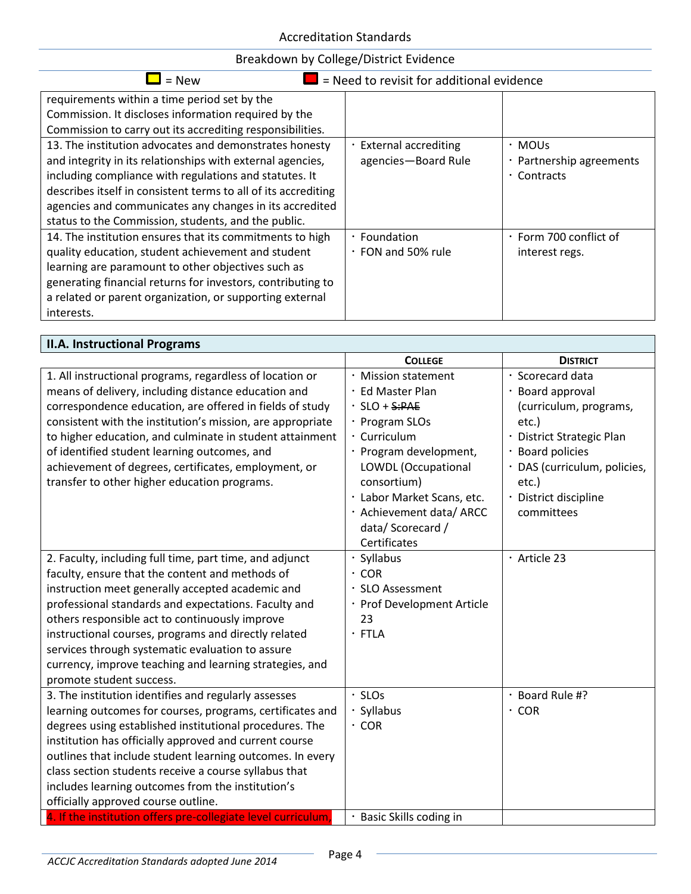Accreditation Standards

Breakdown by College/District Evidence

= New &nbsp;&nbsp;&nbsp;&nbsp; = Need to revisit for additional evidence

| | | |
|---|---|---|
| requirements within a time period set by the Commission. It discloses information required by the Commission to carry out its accrediting responsibilities. | | |
| 13. The institution advocates and demonstrates honesty and integrity in its relationships with external agencies, including compliance with regulations and statutes. It describes itself in consistent terms to all of its accrediting agencies and communicates any changes in its accredited status to the Commission, students, and the public. | · External accrediting agencies—Board Rule | · MOUs<br>· Partnership agreements<br>· Contracts |
| 14. The institution ensures that its commitments to high quality education, student achievement and student learning are paramount to other objectives such as generating financial returns for investors, contributing to a related or parent organization, or supporting external interests. | · Foundation<br>· FON and 50% rule | · Form 700 conflict of interest regs. |

| **II.A. Instructional Programs** | | |
|---|---|---|
| | **COLLEGE** | **DISTRICT** |
| 1. All instructional programs, regardless of location or means of delivery, including distance education and correspondence education, are offered in fields of study consistent with the institution's mission, are appropriate to higher education, and culminate in student attainment of identified student learning outcomes, and achievement of degrees, certificates, employment, or transfer to other higher education programs. | · Mission statement<br>· Ed Master Plan<br>· SLO + ~~S:PAE~~<br>· Program SLOs<br>· Curriculum<br>· Program development, LOWDL (Occupational consortium)<br>· Labor Market Scans, etc.<br>· Achievement data/ ARCC data/ Scorecard / Certificates | · Scorecard data<br>· Board approval (curriculum, programs, etc.)<br>· District Strategic Plan<br>· Board policies<br>· DAS (curriculum, policies, etc.)<br>· District discipline committees |
| 2. Faculty, including full time, part time, and adjunct faculty, ensure that the content and methods of instruction meet generally accepted academic and professional standards and expectations. Faculty and others responsible act to continuously improve instructional courses, programs and directly related services through systematic evaluation to assure currency, improve teaching and learning strategies, and promote student success. | · Syllabus<br>· COR<br>· SLO Assessment<br>· Prof Development Article 23<br>· FTLA | · Article 23 |
| 3. The institution identifies and regularly assesses learning outcomes for courses, programs, certificates and degrees using established institutional procedures. The institution has officially approved and current course outlines that include student learning outcomes. In every class section students receive a course syllabus that includes learning outcomes from the institution's officially approved course outline. | · SLOs<br>· Syllabus<br>· COR | · Board Rule #?<br>· COR |
| 4. If the institution offers pre-collegiate level curriculum, | · Basic Skills coding in | |

ACCJC Accreditation Standards adopted June 2014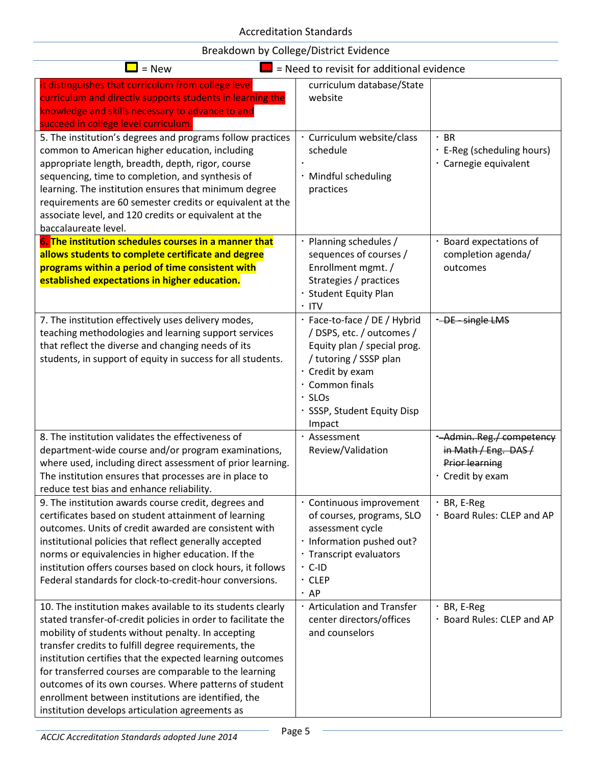Accreditation Standards

Breakdown by College/District Evidence

= New  = Need to revisit for additional evidence

| | | |
|---|---|---|
| it distinguishes that curriculum from college level curriculum and directly supports students in learning the knowledge and skills necessary to advance to and succeed in college level curriculum. | curriculum database/State website | |
| 5. The institution's degrees and programs follow practices common to American higher education, including appropriate length, breadth, depth, rigor, course sequencing, time to completion, and synthesis of learning. The institution ensures that minimum degree requirements are 60 semester credits or equivalent at the associate level, and 120 credits or equivalent at the baccalaureate level. | · Curriculum website/class schedule<br>·<br>· Mindful scheduling practices | · BR<br>· E-Reg (scheduling hours)<br>· Carnegie equivalent |
| **6. The institution schedules courses in a manner that allows students to complete certificate and degree programs within a period of time consistent with established expectations in higher education.** | · Planning schedules / sequences of courses / Enrollment mgmt. / Strategies / practices<br>· Student Equity Plan<br>· ITV | · Board expectations of completion agenda/ outcomes |
| 7. The institution effectively uses delivery modes, teaching methodologies and learning support services that reflect the diverse and changing needs of its students, in support of equity in success for all students. | · Face-to-face / DE / Hybrid / DSPS, etc. / outcomes / Equity plan / special prog. / tutoring / SSSP plan<br>· Credit by exam<br>· Common finals<br>· SLOs<br>· SSSP, Student Equity Disp Impact | ~~· DE - single LMS~~ |
| 8. The institution validates the effectiveness of department-wide course and/or program examinations, where used, including direct assessment of prior learning. The institution ensures that processes are in place to reduce test bias and enhance reliability. | · Assessment Review/Validation | ~~· Admin. Reg./ competency in Math / Eng. DAS / Prior learning~~<br>· Credit by exam |
| 9. The institution awards course credit, degrees and certificates based on student attainment of learning outcomes. Units of credit awarded are consistent with institutional policies that reflect generally accepted norms or equivalencies in higher education. If the institution offers courses based on clock hours, it follows Federal standards for clock-to-credit-hour conversions. | · Continuous improvement of courses, programs, SLO assessment cycle<br>· Information pushed out?<br>· Transcript evaluators<br>· C-ID<br>· CLEP<br>· AP | · BR, E-Reg<br>· Board Rules: CLEP and AP |
| 10. The institution makes available to its students clearly stated transfer-of-credit policies in order to facilitate the mobility of students without penalty. In accepting transfer credits to fulfill degree requirements, the institution certifies that the expected learning outcomes for transferred courses are comparable to the learning outcomes of its own courses. Where patterns of student enrollment between institutions are identified, the institution develops articulation agreements as | · Articulation and Transfer center directors/offices and counselors | · BR, E-Reg<br>· Board Rules: CLEP and AP |

*ACCJC Accreditation Standards adopted June 2014*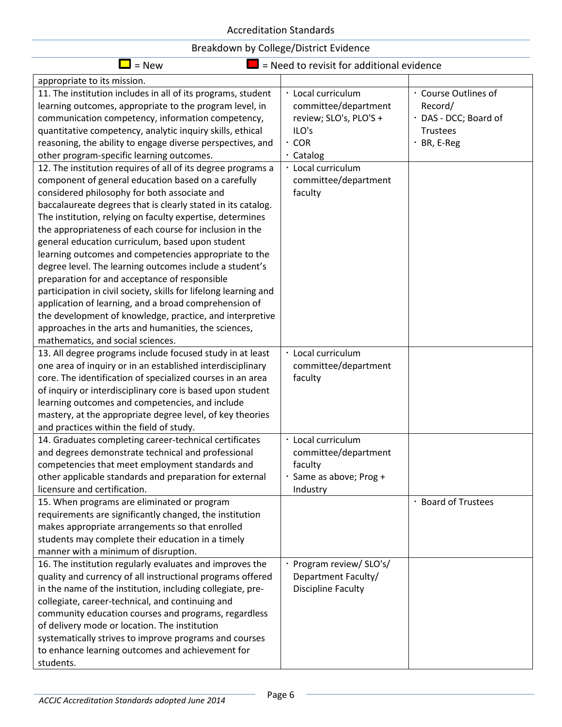Accreditation Standards

Breakdown by College/District Evidence

= New = Need to revisit for additional evidence

| | | |
|---|---|---|
| appropriate to its mission. | | |
| 11. The institution includes in all of its programs, student learning outcomes, appropriate to the program level, in communication competency, information competency, quantitative competency, analytic inquiry skills, ethical reasoning, the ability to engage diverse perspectives, and other program-specific learning outcomes. | · Local curriculum committee/department review; SLO's, PLO'S + ILO's<br>· COR<br>· Catalog | · Course Outlines of Record/<br>· DAS - DCC; Board of Trustees<br>· BR, E-Reg |
| 12. The institution requires of all of its degree programs a component of general education based on a carefully considered philosophy for both associate and baccalaureate degrees that is clearly stated in its catalog. The institution, relying on faculty expertise, determines the appropriateness of each course for inclusion in the general education curriculum, based upon student learning outcomes and competencies appropriate to the degree level. The learning outcomes include a student's preparation for and acceptance of responsible participation in civil society, skills for lifelong learning and application of learning, and a broad comprehension of the development of knowledge, practice, and interpretive approaches in the arts and humanities, the sciences, mathematics, and social sciences. | · Local curriculum committee/department faculty | |
| 13. All degree programs include focused study in at least one area of inquiry or in an established interdisciplinary core. The identification of specialized courses in an area of inquiry or interdisciplinary core is based upon student learning outcomes and competencies, and include mastery, at the appropriate degree level, of key theories and practices within the field of study. | · Local curriculum committee/department faculty | |
| 14. Graduates completing career-technical certificates and degrees demonstrate technical and professional competencies that meet employment standards and other applicable standards and preparation for external licensure and certification. | · Local curriculum committee/department faculty<br>· Same as above; Prog + Industry | |
| 15. When programs are eliminated or program requirements are significantly changed, the institution makes appropriate arrangements so that enrolled students may complete their education in a timely manner with a minimum of disruption. | | · Board of Trustees |
| 16. The institution regularly evaluates and improves the quality and currency of all instructional programs offered in the name of the institution, including collegiate, pre-collegiate, career-technical, and continuing and community education courses and programs, regardless of delivery mode or location. The institution systematically strives to improve programs and courses to enhance learning outcomes and achievement for students. | · Program review/ SLO's/ Department Faculty/ Discipline Faculty | |

*ACCJC Accreditation Standards adopted June 2014*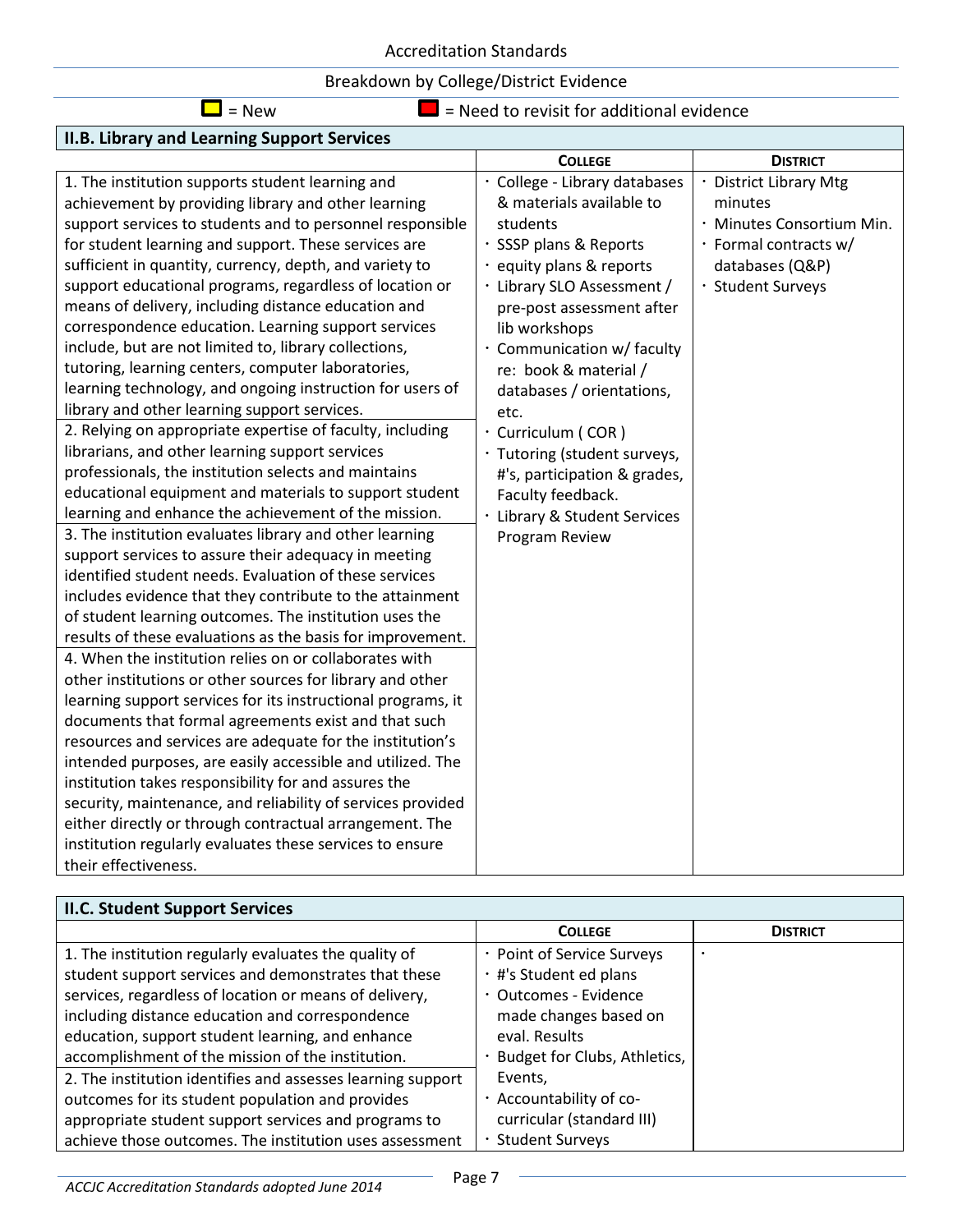Accreditation Standards

Breakdown by College/District Evidence

= New = Need to revisit for additional evidence

| II.B. Library and Learning Support Services | | |
|---|---|---|
| | **COLLEGE** | **DISTRICT** |
| 1. The institution supports student learning and achievement by providing library and other learning support services to students and to personnel responsible for student learning and support. These services are sufficient in quantity, currency, depth, and variety to support educational programs, regardless of location or means of delivery, including distance education and correspondence education. Learning support services include, but are not limited to, library collections, tutoring, learning centers, computer laboratories, learning technology, and ongoing instruction for users of library and other learning support services.<br>2. Relying on appropriate expertise of faculty, including librarians, and other learning support services professionals, the institution selects and maintains educational equipment and materials to support student learning and enhance the achievement of the mission.<br>3. The institution evaluates library and other learning support services to assure their adequacy in meeting identified student needs. Evaluation of these services includes evidence that they contribute to the attainment of student learning outcomes. The institution uses the results of these evaluations as the basis for improvement.<br>4. When the institution relies on or collaborates with other institutions or other sources for library and other learning support services for its instructional programs, it documents that formal agreements exist and that such resources and services are adequate for the institution's intended purposes, are easily accessible and utilized. The institution takes responsibility for and assures the security, maintenance, and reliability of services provided either directly or through contractual arrangement. The institution regularly evaluates these services to ensure their effectiveness. | · College - Library databases & materials available to students<br>· SSSP plans & Reports<br>· equity plans & reports<br>· Library SLO Assessment / pre-post assessment after lib workshops<br>· Communication w/ faculty re: book & material / databases / orientations, etc.<br>· Curriculum ( COR )<br>· Tutoring (student surveys, #'s, participation & grades, Faculty feedback.<br>· Library & Student Services Program Review | · District Library Mtg minutes<br>· Minutes Consortium Min.<br>· Formal contracts w/ databases (Q&P)<br>· Student Surveys |

| II.C. Student Support Services | | |
|---|---|---|
| | **COLLEGE** | **DISTRICT** |
| 1. The institution regularly evaluates the quality of student support services and demonstrates that these services, regardless of location or means of delivery, including distance education and correspondence education, support student learning, and enhance accomplishment of the mission of the institution.<br>2. The institution identifies and assesses learning support outcomes for its student population and provides appropriate student support services and programs to achieve those outcomes. The institution uses assessment | · Point of Service Surveys<br>· #'s Student ed plans<br>· Outcomes - Evidence made changes based on eval. Results<br>· Budget for Clubs, Athletics, Events,<br>· Accountability of co-curricular (standard III)<br>· Student Surveys | · |

*ACCJC Accreditation Standards adopted June 2014*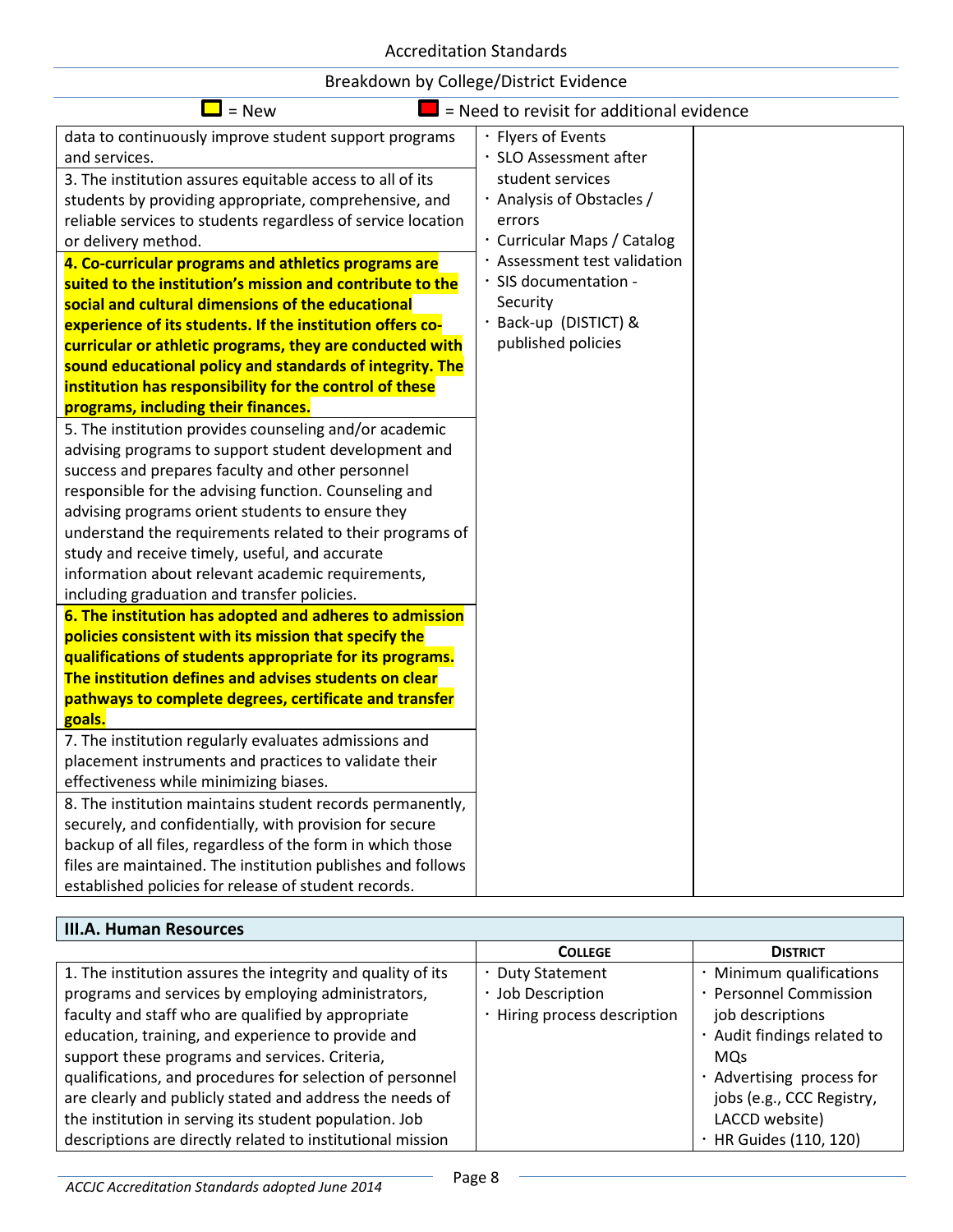Breakdown by College/District Evidence

= New    = Need to revisit for additional evidence

| | | |
|---|---|---|
| data to continuously improve student support programs and services. | · Flyers of Events<br>· SLO Assessment after student services<br>· Analysis of Obstacles / errors<br>· Curricular Maps / Catalog<br>· Assessment test validation<br>· SIS documentation - Security<br>· Back-up (DISTICT) & published policies | |
| 3. The institution assures equitable access to all of its students by providing appropriate, comprehensive, and reliable services to students regardless of service location or delivery method. | | |
| **4. Co-curricular programs and athletics programs are suited to the institution's mission and contribute to the social and cultural dimensions of the educational experience of its students. If the institution offers co-curricular or athletic programs, they are conducted with sound educational policy and standards of integrity. The institution has responsibility for the control of these programs, including their finances.** | | |
| 5. The institution provides counseling and/or academic advising programs to support student development and success and prepares faculty and other personnel responsible for the advising function. Counseling and advising programs orient students to ensure they understand the requirements related to their programs of study and receive timely, useful, and accurate information about relevant academic requirements, including graduation and transfer policies. | | |
| **6. The institution has adopted and adheres to admission policies consistent with its mission that specify the qualifications of students appropriate for its programs. The institution defines and advises students on clear pathways to complete degrees, certificate and transfer goals.** | | |
| 7. The institution regularly evaluates admissions and placement instruments and practices to validate their effectiveness while minimizing biases. | | |
| 8. The institution maintains student records permanently, securely, and confidentially, with provision for secure backup of all files, regardless of the form in which those files are maintained. The institution publishes and follows established policies for release of student records. | | |

| **III.A. Human Resources** | | |
|---|---|---|
| | **COLLEGE** | **DISTRICT** |
| 1. The institution assures the integrity and quality of its programs and services by employing administrators, faculty and staff who are qualified by appropriate education, training, and experience to provide and support these programs and services. Criteria, qualifications, and procedures for selection of personnel are clearly and publicly stated and address the needs of the institution in serving its student population. Job descriptions are directly related to institutional mission | · Duty Statement<br>· Job Description<br>· Hiring process description | · Minimum qualifications<br>· Personnel Commission job descriptions<br>· Audit findings related to MQs<br>· Advertising process for jobs (e.g., CCC Registry, LACCD website)<br>· HR Guides (110, 120) |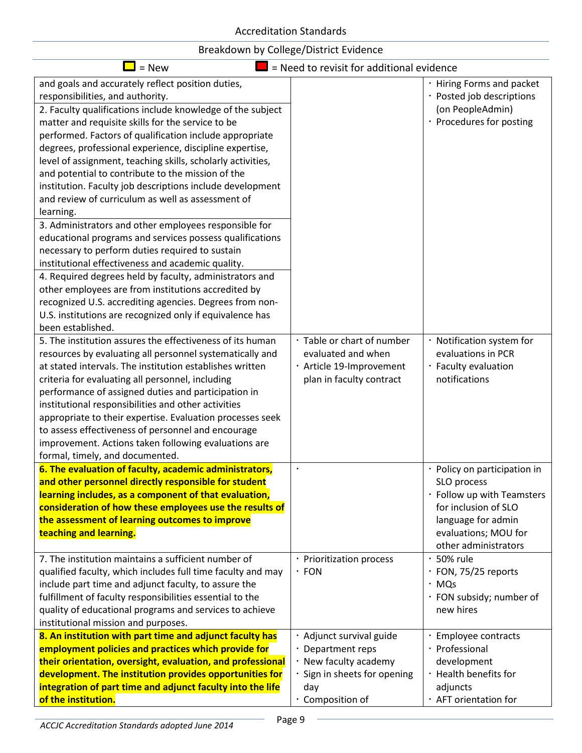Accreditation Standards

Breakdown by College/District Evidence

= New = Need to revisit for additional evidence

| | | |
|---|---|---|
| and goals and accurately reflect position duties, responsibilities, and authority.<br>2. Faculty qualifications include knowledge of the subject matter and requisite skills for the service to be performed. Factors of qualification include appropriate degrees, professional experience, discipline expertise, level of assignment, teaching skills, scholarly activities, and potential to contribute to the mission of the institution. Faculty job descriptions include development and review of curriculum as well as assessment of learning.<br>3. Administrators and other employees responsible for educational programs and services possess qualifications necessary to perform duties required to sustain institutional effectiveness and academic quality.<br>4. Required degrees held by faculty, administrators and other employees are from institutions accredited by recognized U.S. accrediting agencies. Degrees from non-U.S. institutions are recognized only if equivalence has been established. | | · Hiring Forms and packet<br>· Posted job descriptions (on PeopleAdmin)<br>· Procedures for posting |
| 5. The institution assures the effectiveness of its human resources by evaluating all personnel systematically and at stated intervals. The institution establishes written criteria for evaluating all personnel, including performance of assigned duties and participation in institutional responsibilities and other activities appropriate to their expertise. Evaluation processes seek to assess effectiveness of personnel and encourage improvement. Actions taken following evaluations are formal, timely, and documented. | · Table or chart of number evaluated and when<br>· Article 19-Improvement plan in faculty contract | · Notification system for evaluations in PCR<br>· Faculty evaluation notifications |
| **6. The evaluation of faculty, academic administrators, and other personnel directly responsible for student learning includes, as a component of that evaluation, consideration of how these employees use the results of the assessment of learning outcomes to improve teaching and learning.** | · | · Policy on participation in SLO process<br>· Follow up with Teamsters for inclusion of SLO language for admin evaluations; MOU for other administrators |
| 7. The institution maintains a sufficient number of qualified faculty, which includes full time faculty and may include part time and adjunct faculty, to assure the fulfillment of faculty responsibilities essential to the quality of educational programs and services to achieve institutional mission and purposes. | · Prioritization process<br>· FON | · 50% rule<br>· FON, 75/25 reports<br>· MQs<br>· FON subsidy; number of new hires |
| **8. An institution with part time and adjunct faculty has employment policies and practices which provide for their orientation, oversight, evaluation, and professional development. The institution provides opportunities for integration of part time and adjunct faculty into the life of the institution.** | · Adjunct survival guide<br>· Department reps<br>· New faculty academy<br>· Sign in sheets for opening day<br>· Composition of | · Employee contracts<br>· Professional development<br>· Health benefits for adjuncts<br>· AFT orientation for |

*ACCJC Accreditation Standards adopted June 2014*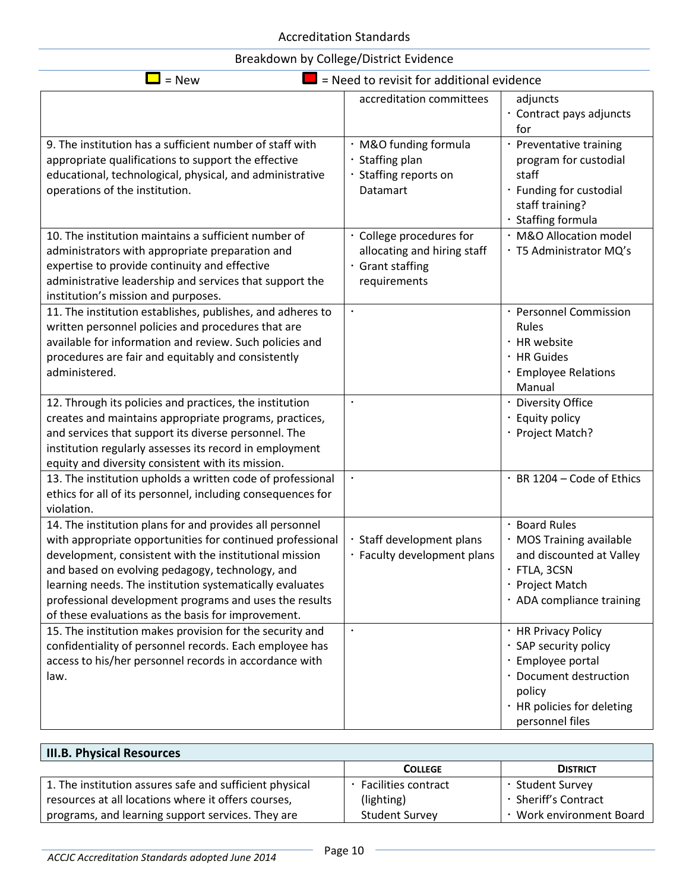Breakdown by College/District Evidence

= New        = Need to revisit for additional evidence

| | | |
|---|---|---|
| | accreditation committees | adjuncts<br>· Contract pays adjuncts for |
| 9. The institution has a sufficient number of staff with appropriate qualifications to support the effective educational, technological, physical, and administrative operations of the institution. | · M&O funding formula<br>· Staffing plan<br>· Staffing reports on Datamart | · Preventative training program for custodial staff<br>· Funding for custodial staff training?<br>· Staffing formula |
| 10. The institution maintains a sufficient number of administrators with appropriate preparation and expertise to provide continuity and effective administrative leadership and services that support the institution's mission and purposes. | · College procedures for allocating and hiring staff<br>· Grant staffing requirements | · M&O Allocation model<br>· T5 Administrator MQ's |
| 11. The institution establishes, publishes, and adheres to written personnel policies and procedures that are available for information and review. Such policies and procedures are fair and equitably and consistently administered. | · | · Personnel Commission Rules<br>· HR website<br>· HR Guides<br>· Employee Relations Manual |
| 12. Through its policies and practices, the institution creates and maintains appropriate programs, practices, and services that support its diverse personnel. The institution regularly assesses its record in employment equity and diversity consistent with its mission. | · | · Diversity Office<br>· Equity policy<br>· Project Match? |
| 13. The institution upholds a written code of professional ethics for all of its personnel, including consequences for violation. | · | · BR 1204 – Code of Ethics |
| 14. The institution plans for and provides all personnel with appropriate opportunities for continued professional development, consistent with the institutional mission and based on evolving pedagogy, technology, and learning needs. The institution systematically evaluates professional development programs and uses the results of these evaluations as the basis for improvement. | · Staff development plans<br>· Faculty development plans | · Board Rules<br>· MOS Training available and discounted at Valley<br>· FTLA, 3CSN<br>· Project Match<br>· ADA compliance training |
| 15. The institution makes provision for the security and confidentiality of personnel records. Each employee has access to his/her personnel records in accordance with law. | · | · HR Privacy Policy<br>· SAP security policy<br>· Employee portal<br>· Document destruction policy<br>· HR policies for deleting personnel files |

| III.B. Physical Resources | | |
|---|---|---|
| | **COLLEGE** | **DISTRICT** |
| 1. The institution assures safe and sufficient physical resources at all locations where it offers courses, programs, and learning support services. They are | · Facilities contract (lighting)<br>Student Survey | · Student Survey<br>· Sheriff's Contract<br>· Work environment Board |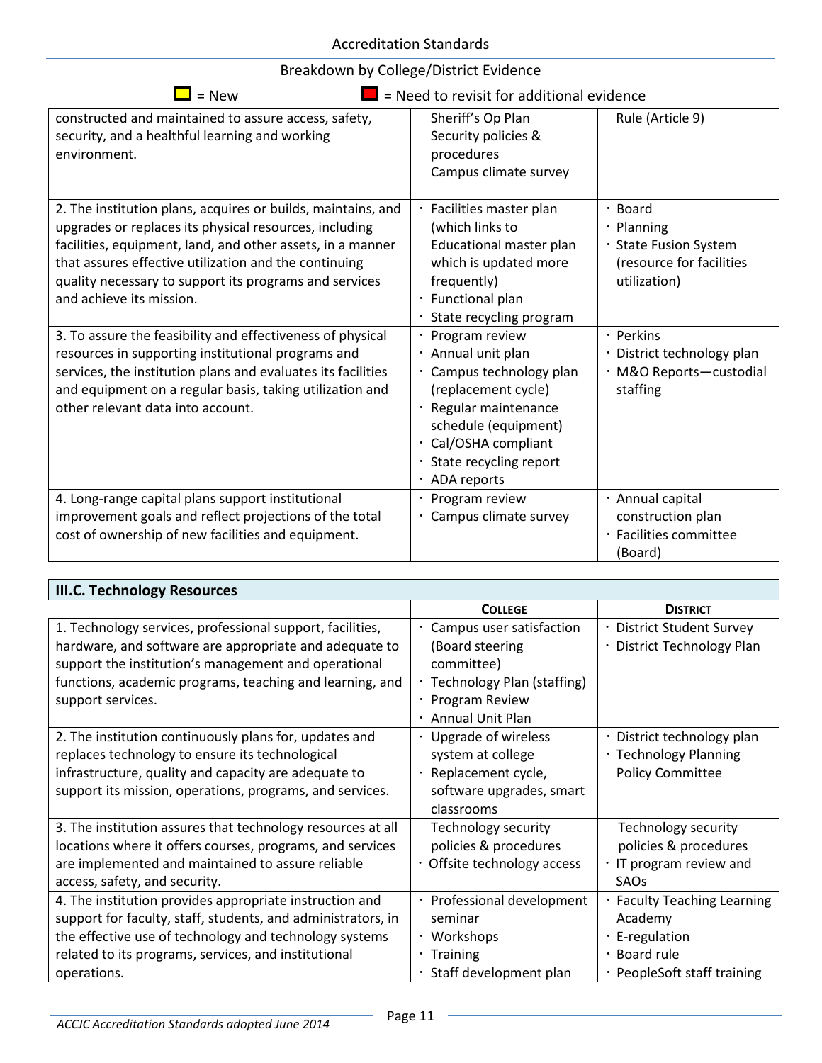Accreditation Standards

Breakdown by College/District Evidence

= New | = Need to revisit for additional evidence

| | | |
|---|---|---|
| constructed and maintained to assure access, safety, security, and a healthful learning and working environment. | Sheriff's Op Plan<br>Security policies & procedures<br>Campus climate survey | Rule (Article 9) |
| 2. The institution plans, acquires or builds, maintains, and upgrades or replaces its physical resources, including facilities, equipment, land, and other assets, in a manner that assures effective utilization and the continuing quality necessary to support its programs and services and achieve its mission. | · Facilities master plan (which links to Educational master plan which is updated more frequently)<br>· Functional plan<br>· State recycling program | · Board<br>· Planning<br>· State Fusion System (resource for facilities utilization) |
| 3. To assure the feasibility and effectiveness of physical resources in supporting institutional programs and services, the institution plans and evaluates its facilities and equipment on a regular basis, taking utilization and other relevant data into account. | · Program review<br>· Annual unit plan<br>· Campus technology plan (replacement cycle)<br>· Regular maintenance schedule (equipment)<br>· Cal/OSHA compliant<br>· State recycling report<br>· ADA reports | · Perkins<br>· District technology plan<br>· M&O Reports—custodial staffing |
| 4. Long-range capital plans support institutional improvement goals and reflect projections of the total cost of ownership of new facilities and equipment. | · Program review<br>· Campus climate survey | · Annual capital construction plan<br>· Facilities committee (Board) |

| **III.C. Technology Resources** | | |
|---|---|---|
| | **COLLEGE** | **DISTRICT** |
| 1. Technology services, professional support, facilities, hardware, and software are appropriate and adequate to support the institution's management and operational functions, academic programs, teaching and learning, and support services. | · Campus user satisfaction (Board steering committee)<br>· Technology Plan (staffing)<br>· Program Review<br>· Annual Unit Plan | · District Student Survey<br>· District Technology Plan |
| 2. The institution continuously plans for, updates and replaces technology to ensure its technological infrastructure, quality and capacity are adequate to support its mission, operations, programs, and services. | · Upgrade of wireless system at college<br>· Replacement cycle, software upgrades, smart classrooms | · District technology plan<br>· Technology Planning Policy Committee |
| 3. The institution assures that technology resources at all locations where it offers courses, programs, and services are implemented and maintained to assure reliable access, safety, and security. | Technology security policies & procedures<br>· Offsite technology access | Technology security policies & procedures<br>· IT program review and SAOs |
| 4. The institution provides appropriate instruction and support for faculty, staff, students, and administrators, in the effective use of technology and technology systems related to its programs, services, and institutional operations. | · Professional development seminar<br>· Workshops<br>· Training<br>· Staff development plan | · Faculty Teaching Learning Academy<br>· E-regulation<br>· Board rule<br>· PeopleSoft staff training |

*ACCJC Accreditation Standards adopted June 2014*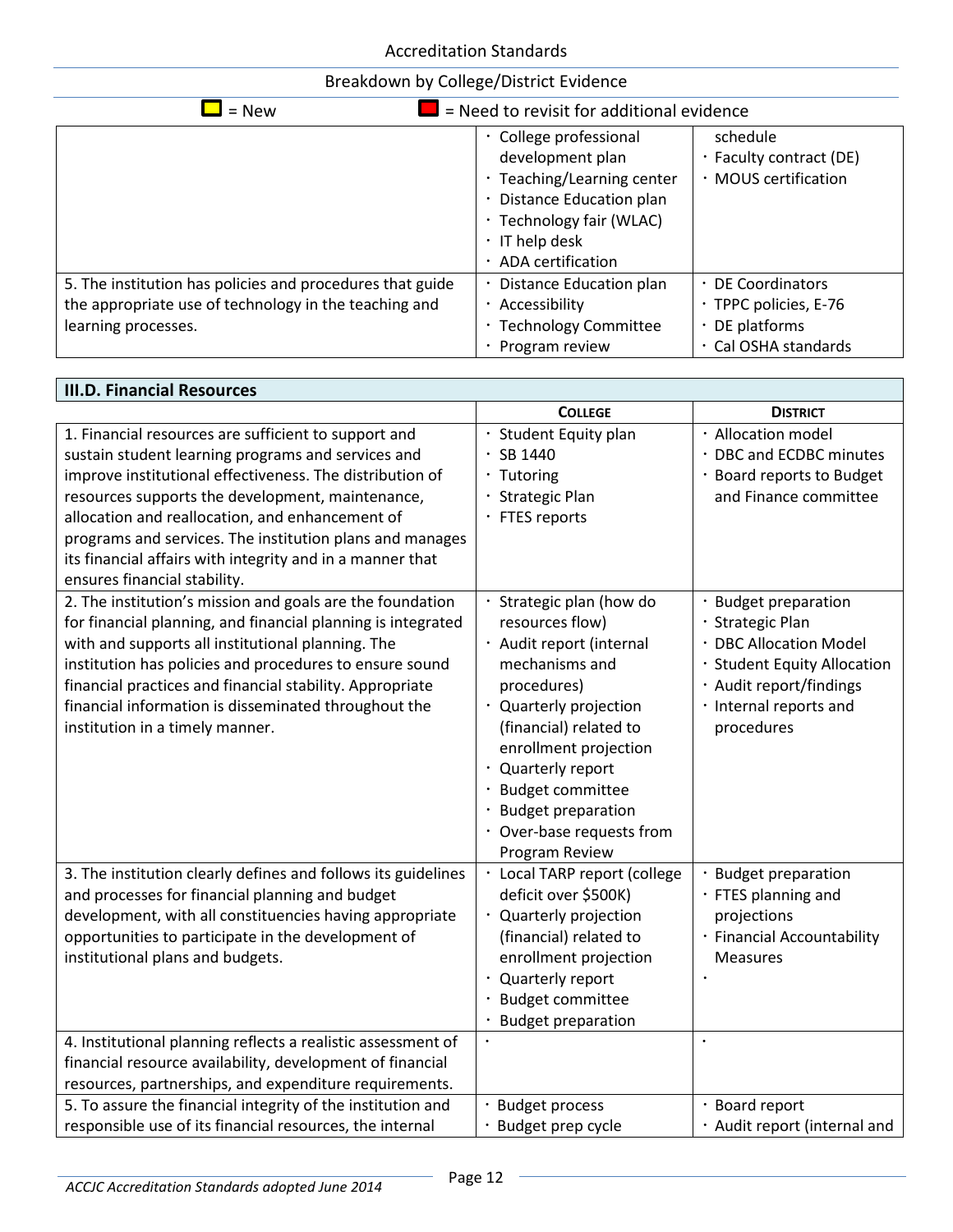Accreditation Standards

Breakdown by College/District Evidence

= New  = Need to revisit for additional evidence

| | | |
|---|---|---|
| | · College professional development plan<br>· Teaching/Learning center<br>· Distance Education plan<br>· Technology fair (WLAC)<br>· IT help desk<br>· ADA certification | schedule<br>· Faculty contract (DE)<br>· MOUS certification |
| 5. The institution has policies and procedures that guide the appropriate use of technology in the teaching and learning processes. | · Distance Education plan<br>· Accessibility<br>· Technology Committee<br>· Program review | · DE Coordinators<br>· TPPC policies, E-76<br>· DE platforms<br>· Cal OSHA standards |

| III.D. Financial Resources | | |
|---|---|---|
| | **COLLEGE** | **DISTRICT** |
| 1. Financial resources are sufficient to support and sustain student learning programs and services and improve institutional effectiveness. The distribution of resources supports the development, maintenance, allocation and reallocation, and enhancement of programs and services. The institution plans and manages its financial affairs with integrity and in a manner that ensures financial stability. | · Student Equity plan<br>· SB 1440<br>· Tutoring<br>· Strategic Plan<br>· FTES reports | · Allocation model<br>· DBC and ECDBC minutes<br>· Board reports to Budget and Finance committee |
| 2. The institution's mission and goals are the foundation for financial planning, and financial planning is integrated with and supports all institutional planning. The institution has policies and procedures to ensure sound financial practices and financial stability. Appropriate financial information is disseminated throughout the institution in a timely manner. | · Strategic plan (how do resources flow)<br>· Audit report (internal mechanisms and procedures)<br>· Quarterly projection (financial) related to enrollment projection<br>· Quarterly report<br>· Budget committee<br>· Budget preparation<br>· Over-base requests from Program Review | · Budget preparation<br>· Strategic Plan<br>· DBC Allocation Model<br>· Student Equity Allocation<br>· Audit report/findings<br>· Internal reports and procedures |
| 3. The institution clearly defines and follows its guidelines and processes for financial planning and budget development, with all constituencies having appropriate opportunities to participate in the development of institutional plans and budgets. | · Local TARP report (college deficit over $500K)<br>· Quarterly projection (financial) related to enrollment projection<br>· Quarterly report<br>· Budget committee<br>· Budget preparation | · Budget preparation<br>· FTES planning and projections<br>· Financial Accountability Measures<br>· |
| 4. Institutional planning reflects a realistic assessment of financial resource availability, development of financial resources, partnerships, and expenditure requirements. | · | · |
| 5. To assure the financial integrity of the institution and responsible use of its financial resources, the internal | · Budget process<br>· Budget prep cycle | · Board report<br>· Audit report (internal and |

*ACCJC Accreditation Standards adopted June 2014*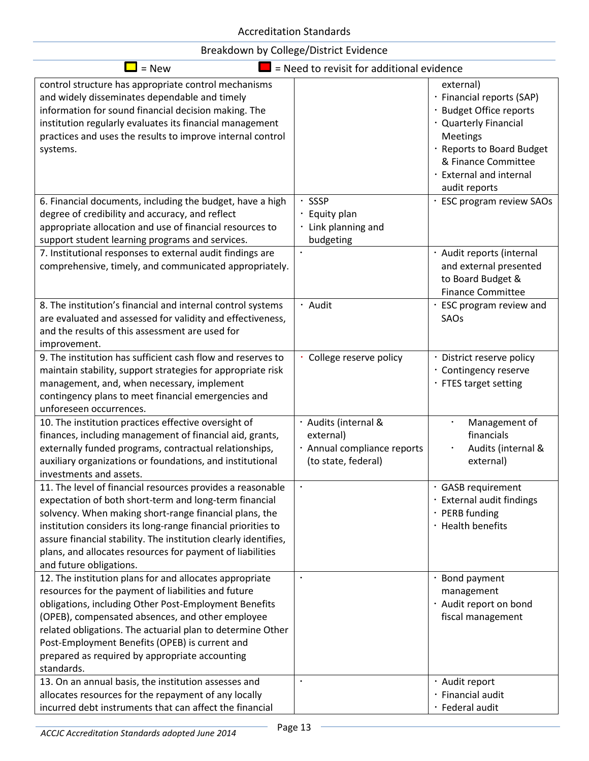Accreditation Standards

Breakdown by College/District Evidence

= New = Need to revisit for additional evidence

| | | |
|---|---|---|
| control structure has appropriate control mechanisms and widely disseminates dependable and timely information for sound financial decision making. The institution regularly evaluates its financial management practices and uses the results to improve internal control systems. | | external)<br>· Financial reports (SAP)<br>· Budget Office reports<br>· Quarterly Financial Meetings<br>· Reports to Board Budget & Finance Committee<br>· External and internal audit reports |
| 6. Financial documents, including the budget, have a high degree of credibility and accuracy, and reflect appropriate allocation and use of financial resources to support student learning programs and services. | · SSSP<br>· Equity plan<br>· Link planning and budgeting | · ESC program review SAOs |
| 7. Institutional responses to external audit findings are comprehensive, timely, and communicated appropriately. | · | · Audit reports (internal and external presented to Board Budget & Finance Committee |
| 8. The institution's financial and internal control systems are evaluated and assessed for validity and effectiveness, and the results of this assessment are used for improvement. | · Audit | · ESC program review and SAOs |
| 9. The institution has sufficient cash flow and reserves to maintain stability, support strategies for appropriate risk management, and, when necessary, implement contingency plans to meet financial emergencies and unforeseen occurrences. | · College reserve policy | · District reserve policy<br>· Contingency reserve<br>· FTES target setting |
| 10. The institution practices effective oversight of finances, including management of financial aid, grants, externally funded programs, contractual relationships, auxiliary organizations or foundations, and institutional investments and assets. | · Audits (internal & external)<br>· Annual compliance reports (to state, federal) | · Management of financials<br>· Audits (internal & external) |
| 11. The level of financial resources provides a reasonable expectation of both short-term and long-term financial solvency. When making short-range financial plans, the institution considers its long-range financial priorities to assure financial stability. The institution clearly identifies, plans, and allocates resources for payment of liabilities and future obligations. | · | · GASB requirement<br>· External audit findings<br>· PERB funding<br>· Health benefits |
| 12. The institution plans for and allocates appropriate resources for the payment of liabilities and future obligations, including Other Post-Employment Benefits (OPEB), compensated absences, and other employee related obligations. The actuarial plan to determine Other Post-Employment Benefits (OPEB) is current and prepared as required by appropriate accounting standards. | · | · Bond payment management<br>· Audit report on bond fiscal management |
| 13. On an annual basis, the institution assesses and allocates resources for the repayment of any locally incurred debt instruments that can affect the financial | · | · Audit report<br>· Financial audit<br>· Federal audit |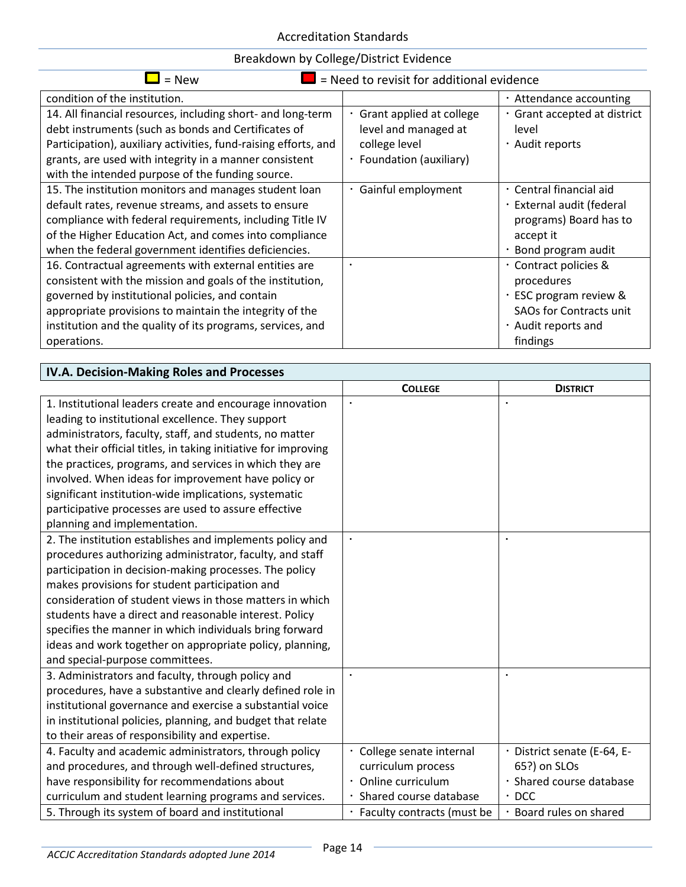Accreditation Standards

Breakdown by College/District Evidence

= New    = Need to revisit for additional evidence

| | | |
|---|---|---|
| condition of the institution. | | · Attendance accounting |
| 14. All financial resources, including short- and long-term debt instruments (such as bonds and Certificates of Participation), auxiliary activities, fund-raising efforts, and grants, are used with integrity in a manner consistent with the intended purpose of the funding source. | · Grant applied at college level and managed at college level<br>· Foundation (auxiliary) | · Grant accepted at district level<br>· Audit reports |
| 15. The institution monitors and manages student loan default rates, revenue streams, and assets to ensure compliance with federal requirements, including Title IV of the Higher Education Act, and comes into compliance when the federal government identifies deficiencies. | · Gainful employment | · Central financial aid<br>· External audit (federal programs) Board has to accept it<br>· Bond program audit |
| 16. Contractual agreements with external entities are consistent with the mission and goals of the institution, governed by institutional policies, and contain appropriate provisions to maintain the integrity of the institution and the quality of its programs, services, and operations. | · | · Contract policies & procedures<br>· ESC program review & SAOs for Contracts unit<br>· Audit reports and findings |

| IV.A. Decision-Making Roles and Processes | | |
|---|---|---|
| | **College** | **District** |
| 1. Institutional leaders create and encourage innovation leading to institutional excellence. They support administrators, faculty, staff, and students, no matter what their official titles, in taking initiative for improving the practices, programs, and services in which they are involved. When ideas for improvement have policy or significant institution-wide implications, systematic participative processes are used to assure effective planning and implementation. | · | · |
| 2. The institution establishes and implements policy and procedures authorizing administrator, faculty, and staff participation in decision-making processes. The policy makes provisions for student participation and consideration of student views in those matters in which students have a direct and reasonable interest. Policy specifies the manner in which individuals bring forward ideas and work together on appropriate policy, planning, and special-purpose committees. | · | · |
| 3. Administrators and faculty, through policy and procedures, have a substantive and clearly defined role in institutional governance and exercise a substantial voice in institutional policies, planning, and budget that relate to their areas of responsibility and expertise. | · | · |
| 4. Faculty and academic administrators, through policy and procedures, and through well-defined structures, have responsibility for recommendations about curriculum and student learning programs and services. | · College senate internal curriculum process<br>· Online curriculum<br>· Shared course database | · District senate (E-64, E-65?) on SLOs<br>· Shared course database<br>· DCC |
| 5. Through its system of board and institutional | · Faculty contracts (must be | · Board rules on shared |

*ACCJC Accreditation Standards adopted June 2014*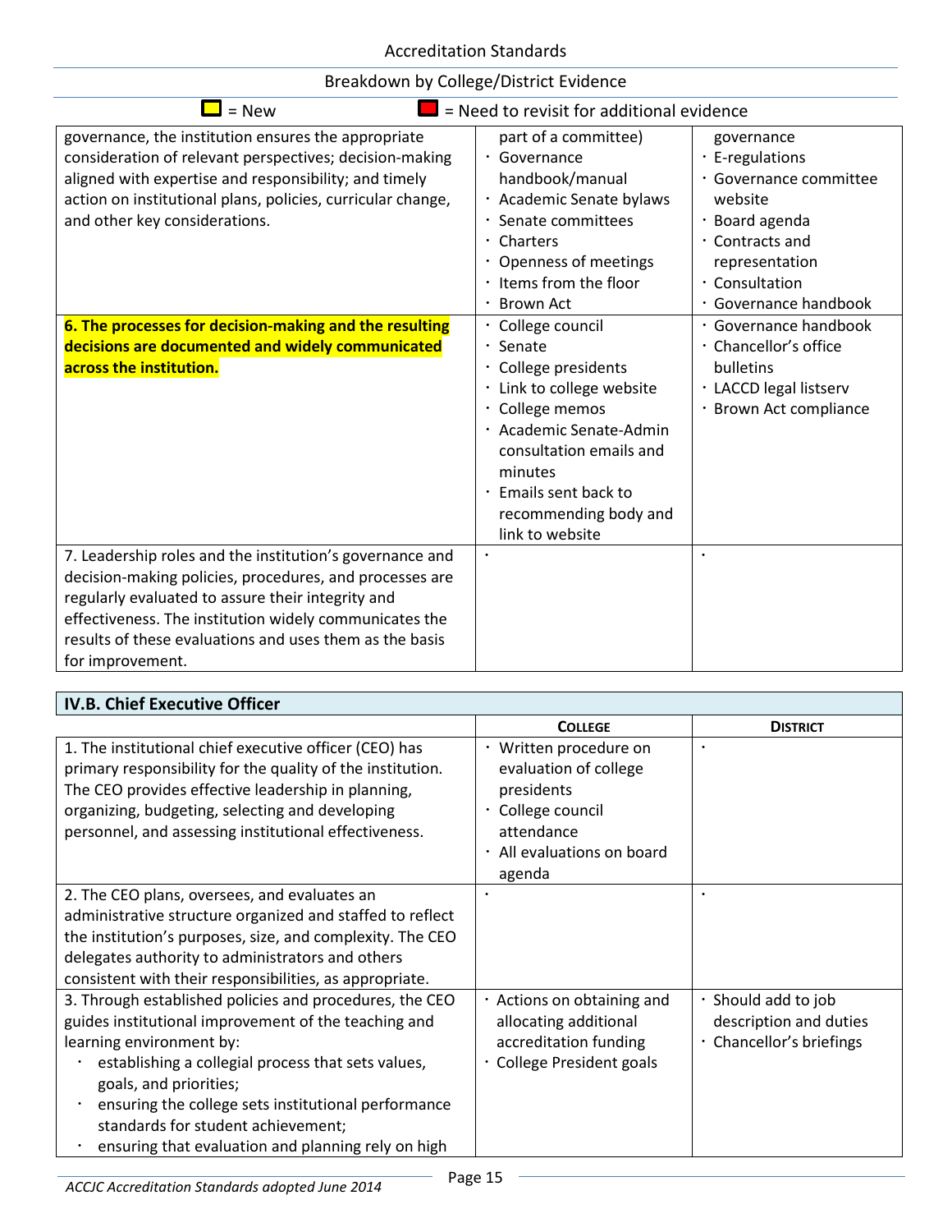Breakdown by College/District Evidence

🟨 = New 🟥 = Need to revisit for additional evidence

| | | |
|---|---|---|
| governance, the institution ensures the appropriate consideration of relevant perspectives; decision-making aligned with expertise and responsibility; and timely action on institutional plans, policies, curricular change, and other key considerations. | part of a committee)<br>· Governance handbook/manual<br>· Academic Senate bylaws<br>· Senate committees<br>· Charters<br>· Openness of meetings<br>· Items from the floor<br>· Brown Act | governance<br>· E-regulations<br>· Governance committee website<br>· Board agenda<br>· Contracts and representation<br>· Consultation<br>· Governance handbook |
| **6. The processes for decision-making and the resulting decisions are documented and widely communicated across the institution.** | · College council<br>· Senate<br>· College presidents<br>· Link to college website<br>· College memos<br>· Academic Senate-Admin consultation emails and minutes<br>· Emails sent back to recommending body and link to website | · Governance handbook<br>· Chancellor's office bulletins<br>· LACCD legal listserv<br>· Brown Act compliance |
| 7. Leadership roles and the institution's governance and decision-making policies, procedures, and processes are regularly evaluated to assure their integrity and effectiveness. The institution widely communicates the results of these evaluations and uses them as the basis for improvement. | · | · |

## IV.B. Chief Executive Officer

| | College | District |
|---|---|---|
| 1. The institutional chief executive officer (CEO) has primary responsibility for the quality of the institution. The CEO provides effective leadership in planning, organizing, budgeting, selecting and developing personnel, and assessing institutional effectiveness. | · Written procedure on evaluation of college presidents<br>· College council attendance<br>· All evaluations on board agenda | · |
| 2. The CEO plans, oversees, and evaluates an administrative structure organized and staffed to reflect the institution's purposes, size, and complexity. The CEO delegates authority to administrators and others consistent with their responsibilities, as appropriate. | · | · |
| 3. Through established policies and procedures, the CEO guides institutional improvement of the teaching and learning environment by:<br>· establishing a collegial process that sets values, goals, and priorities;<br>· ensuring the college sets institutional performance standards for student achievement;<br>· ensuring that evaluation and planning rely on high | · Actions on obtaining and allocating additional accreditation funding<br>· College President goals | · Should add to job description and duties<br>· Chancellor's briefings |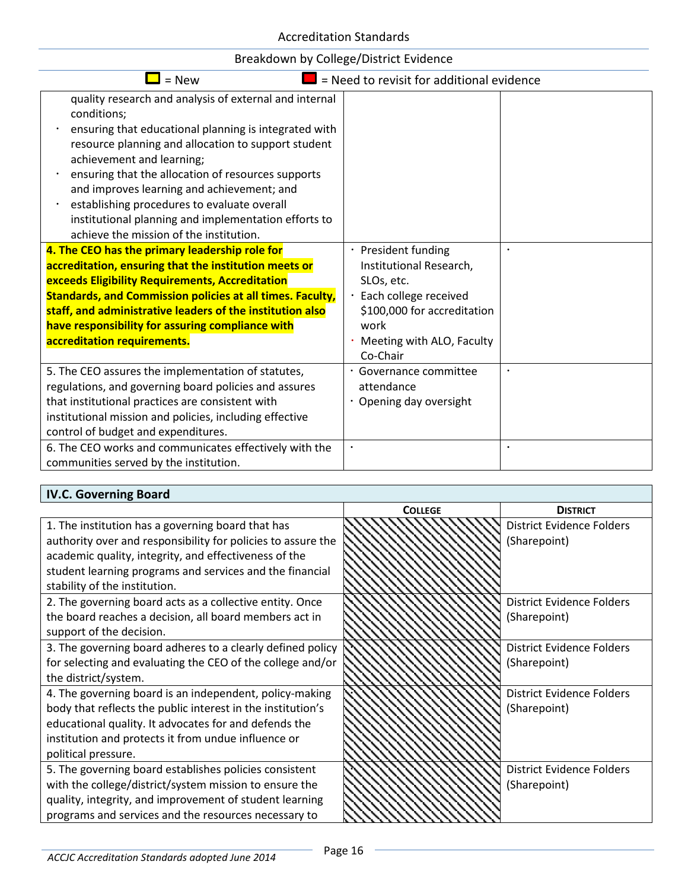Breakdown by College/District Evidence

■ = New ■ = Need to revisit for additional evidence

| | | |
|---|---|---|
| quality research and analysis of external and internal conditions;<br>· ensuring that educational planning is integrated with resource planning and allocation to support student achievement and learning;<br>· ensuring that the allocation of resources supports and improves learning and achievement; and<br>· establishing procedures to evaluate overall institutional planning and implementation efforts to achieve the mission of the institution. | | |
| **4. The CEO has the primary leadership role for accreditation, ensuring that the institution meets or exceeds Eligibility Requirements, Accreditation Standards, and Commission policies at all times. Faculty, staff, and administrative leaders of the institution also have responsibility for assuring compliance with accreditation requirements.** | · President funding Institutional Research, SLOs, etc.<br>· Each college received $100,000 for accreditation work<br>· Meeting with ALO, Faculty Co-Chair | · |
| 5. The CEO assures the implementation of statutes, regulations, and governing board policies and assures that institutional practices are consistent with institutional mission and policies, including effective control of budget and expenditures. | · Governance committee attendance<br>· Opening day oversight | · |
| 6. The CEO works and communicates effectively with the communities served by the institution. | · | · |

| IV.C. Governing Board | | |
|---|---|---|
| | **COLLEGE** | **DISTRICT** |
| 1. The institution has a governing board that has authority over and responsibility for policies to assure the academic quality, integrity, and effectiveness of the student learning programs and services and the financial stability of the institution. | | District Evidence Folders (Sharepoint) |
| 2. The governing board acts as a collective entity. Once the board reaches a decision, all board members act in support of the decision. | | District Evidence Folders (Sharepoint) |
| 3. The governing board adheres to a clearly defined policy for selecting and evaluating the CEO of the college and/or the district/system. | | District Evidence Folders (Sharepoint) |
| 4. The governing board is an independent, policy-making body that reflects the public interest in the institution's educational quality. It advocates for and defends the institution and protects it from undue influence or political pressure. | | District Evidence Folders (Sharepoint) |
| 5. The governing board establishes policies consistent with the college/district/system mission to ensure the quality, integrity, and improvement of student learning programs and services and the resources necessary to | | District Evidence Folders (Sharepoint) |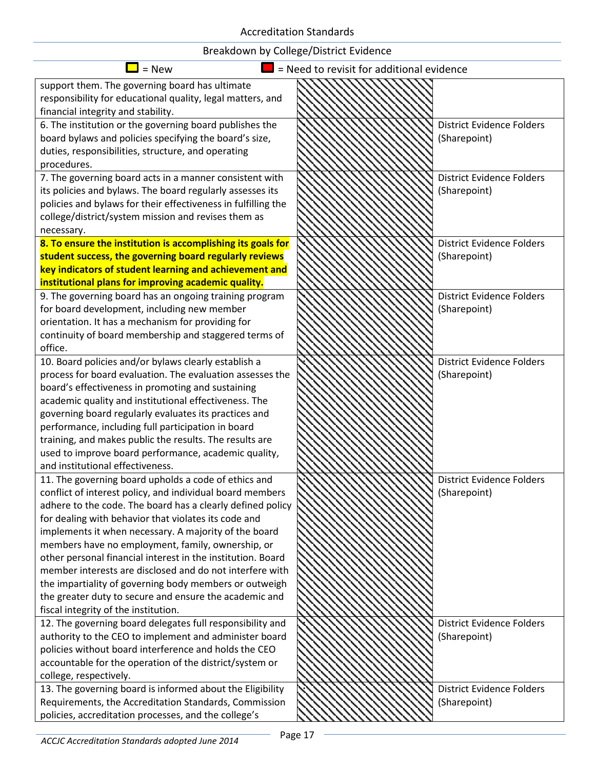■ = New ■ = Need to revisit for additional evidence

| | | |
|---|---|---|
| support them. The governing board has ultimate responsibility for educational quality, legal matters, and financial integrity and stability. | | |
| 6. The institution or the governing board publishes the board bylaws and policies specifying the board's size, duties, responsibilities, structure, and operating procedures. | | District Evidence Folders (Sharepoint) |
| 7. The governing board acts in a manner consistent with its policies and bylaws. The board regularly assesses its policies and bylaws for their effectiveness in fulfilling the college/district/system mission and revises them as necessary. | | District Evidence Folders (Sharepoint) |
| **8. To ensure the institution is accomplishing its goals for student success, the governing board regularly reviews key indicators of student learning and achievement and institutional plans for improving academic quality.** | | District Evidence Folders (Sharepoint) |
| 9. The governing board has an ongoing training program for board development, including new member orientation. It has a mechanism for providing for continuity of board membership and staggered terms of office. | | District Evidence Folders (Sharepoint) |
| 10. Board policies and/or bylaws clearly establish a process for board evaluation. The evaluation assesses the board's effectiveness in promoting and sustaining academic quality and institutional effectiveness. The governing board regularly evaluates its practices and performance, including full participation in board training, and makes public the results. The results are used to improve board performance, academic quality, and institutional effectiveness. | | District Evidence Folders (Sharepoint) |
| 11. The governing board upholds a code of ethics and conflict of interest policy, and individual board members adhere to the code. The board has a clearly defined policy for dealing with behavior that violates its code and implements it when necessary. A majority of the board members have no employment, family, ownership, or other personal financial interest in the institution. Board member interests are disclosed and do not interfere with the impartiality of governing body members or outweigh the greater duty to secure and ensure the academic and fiscal integrity of the institution. | | District Evidence Folders (Sharepoint) |
| 12. The governing board delegates full responsibility and authority to the CEO to implement and administer board policies without board interference and holds the CEO accountable for the operation of the district/system or college, respectively. | | District Evidence Folders (Sharepoint) |
| 13. The governing board is informed about the Eligibility Requirements, the Accreditation Standards, Commission policies, accreditation processes, and the college's | | District Evidence Folders (Sharepoint) |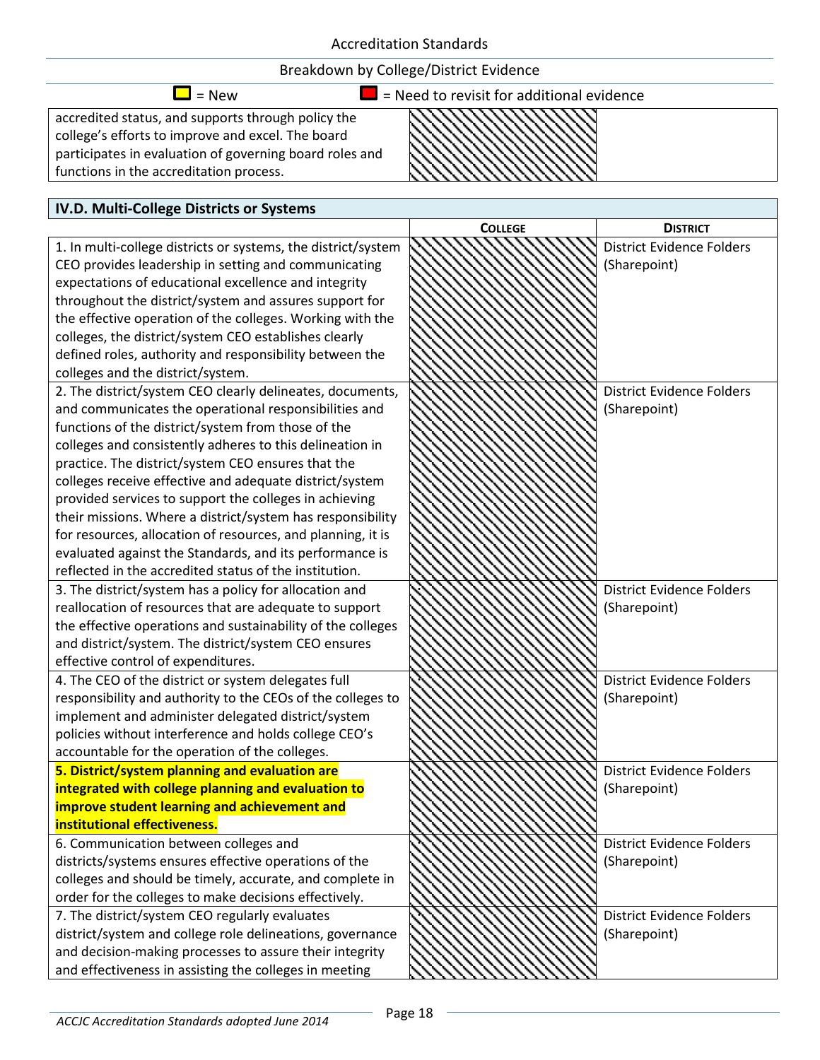| | | |
|---|---|---|
| accredited status, and supports through policy the college's efforts to improve and excel. The board participates in evaluation of governing board roles and functions in the accreditation process. | | |

| IV.D. Multi-College Districts or Systems | | |
|---|---|---|
| | **COLLEGE** | **DISTRICT** |
| 1. In multi-college districts or systems, the district/system CEO provides leadership in setting and communicating expectations of educational excellence and integrity throughout the district/system and assures support for the effective operation of the colleges. Working with the colleges, the district/system CEO establishes clearly defined roles, authority and responsibility between the colleges and the district/system. | | District Evidence Folders (Sharepoint) |
| 2. The district/system CEO clearly delineates, documents, and communicates the operational responsibilities and functions of the district/system from those of the colleges and consistently adheres to this delineation in practice. The district/system CEO ensures that the colleges receive effective and adequate district/system provided services to support the colleges in achieving their missions. Where a district/system has responsibility for resources, allocation of resources, and planning, it is evaluated against the Standards, and its performance is reflected in the accredited status of the institution. | | District Evidence Folders (Sharepoint) |
| 3. The district/system has a policy for allocation and reallocation of resources that are adequate to support the effective operations and sustainability of the colleges and district/system. The district/system CEO ensures effective control of expenditures. | | District Evidence Folders (Sharepoint) |
| 4. The CEO of the district or system delegates full responsibility and authority to the CEOs of the colleges to implement and administer delegated district/system policies without interference and holds college CEO's accountable for the operation of the colleges. | | District Evidence Folders (Sharepoint) |
| **5. District/system planning and evaluation are integrated with college planning and evaluation to improve student learning and achievement and institutional effectiveness.** | | District Evidence Folders (Sharepoint) |
| 6. Communication between colleges and districts/systems ensures effective operations of the colleges and should be timely, accurate, and complete in order for the colleges to make decisions effectively. | | District Evidence Folders (Sharepoint) |
| 7. The district/system CEO regularly evaluates district/system and college role delineations, governance and decision-making processes to assure their integrity and effectiveness in assisting the colleges in meeting | | District Evidence Folders (Sharepoint) |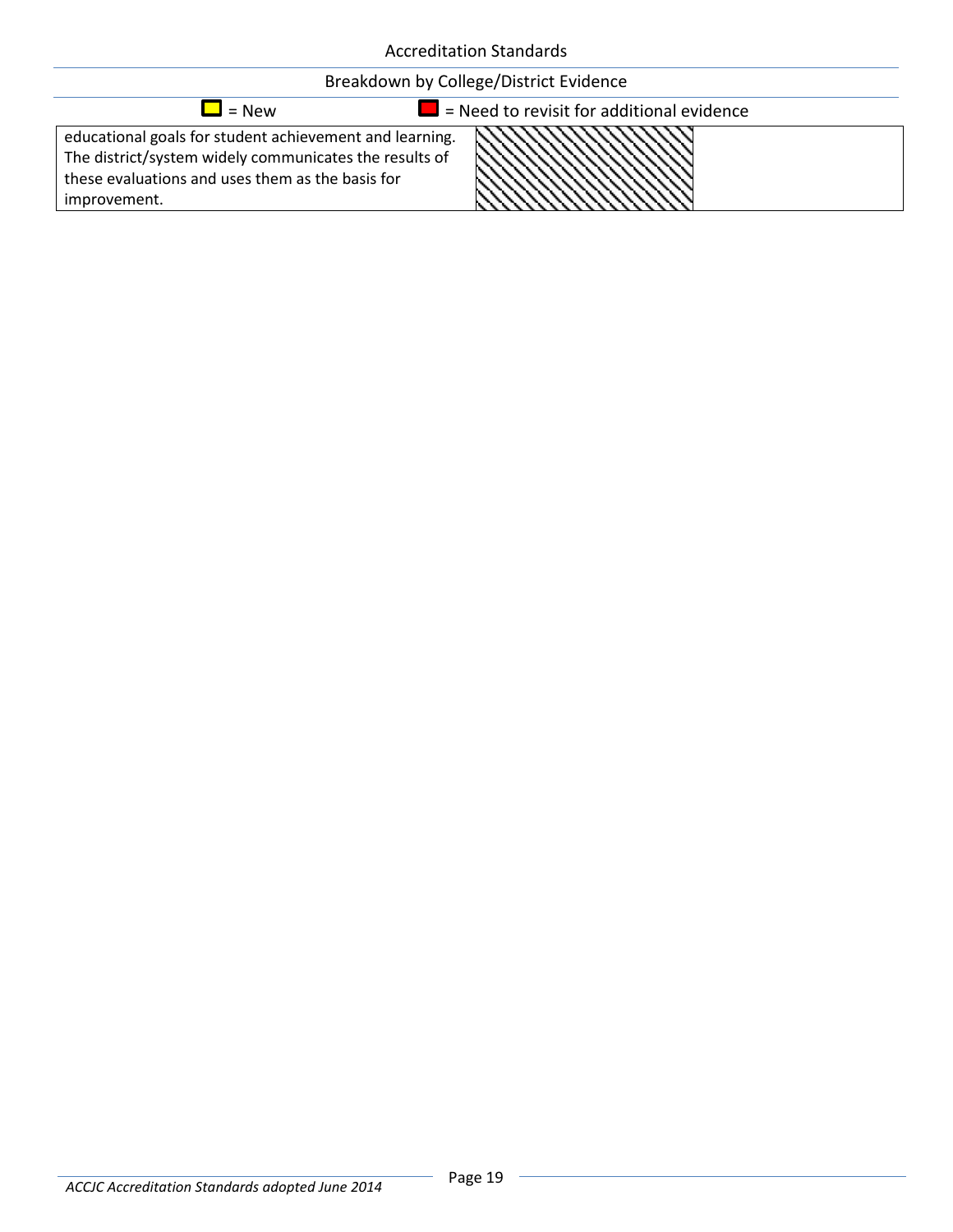■ = New ■ = Need to revisit for additional evidence

| | | |
|---|---|---|
| educational goals for student achievement and learning. The district/system widely communicates the results of these evaluations and uses them as the basis for improvement. | | |